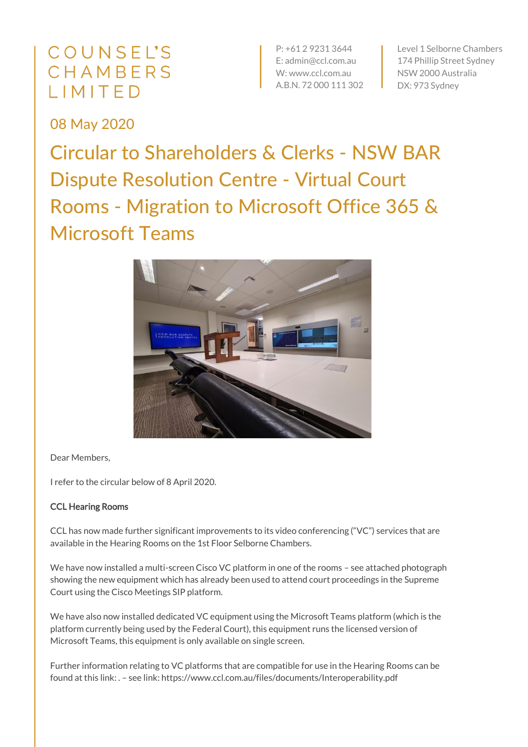COUNSEL'S CHAMBERS LIMITED

P: +61 2 9231 3644
E: admin@ccl.com.au
W: www.ccl.com.au
A.B.N. 72 000 111 302

Level 1 Selborne Chambers
174 Phillip Street Sydney
NSW 2000 Australia
DX: 973 Sydney

08 May 2020

# Circular to Shareholders & Clerks - NSW BAR Dispute Resolution Centre - Virtual Court Rooms - Migration to Microsoft Office 365 & Microsoft Teams

Dear Members,

I refer to the circular below of 8 April 2020.

**CCL Hearing Rooms**

CCL has now made further significant improvements to its video conferencing ("VC") services that are available in the Hearing Rooms on the 1st Floor Selborne Chambers.

We have now installed a multi-screen Cisco VC platform in one of the rooms – see attached photograph showing the new equipment which has already been used to attend court proceedings in the Supreme Court using the Cisco Meetings SIP platform.

We have also now installed dedicated VC equipment using the Microsoft Teams platform (which is the platform currently being used by the Federal Court), this equipment runs the licensed version of Microsoft Teams, this equipment is only available on single screen.

Further information relating to VC platforms that are compatible for use in the Hearing Rooms can be found at this link: . – see link: https://www.ccl.com.au/files/documents/Interoperability.pdf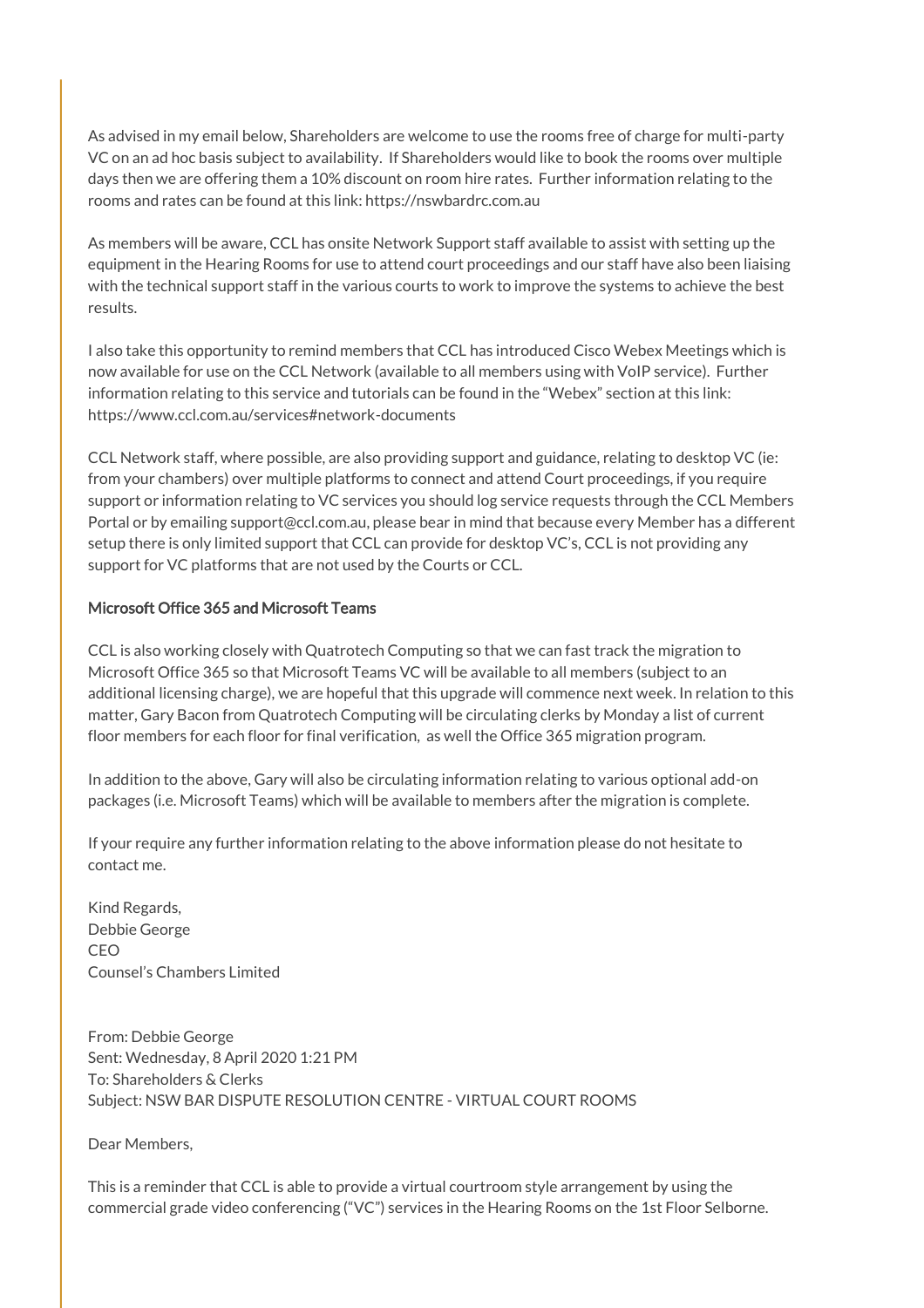As advised in my email below, Shareholders are welcome to use the rooms free of charge for multi-party VC on an ad hoc basis subject to availability. If Shareholders would like to book the rooms over multiple days then we are offering them a 10% discount on room hire rates. Further information relating to the rooms and rates can be found at this link: https://nswbardrc.com.au

As members will be aware, CCL has onsite Network Support staff available to assist with setting up the equipment in the Hearing Rooms for use to attend court proceedings and our staff have also been liaising with the technical support staff in the various courts to work to improve the systems to achieve the best results.

I also take this opportunity to remind members that CCL has introduced Cisco Webex Meetings which is now available for use on the CCL Network (available to all members using with VoIP service). Further information relating to this service and tutorials can be found in the "Webex" section at this link: https://www.ccl.com.au/services#network-documents

CCL Network staff, where possible, are also providing support and guidance, relating to desktop VC (ie: from your chambers) over multiple platforms to connect and attend Court proceedings, if you require support or information relating to VC services you should log service requests through the CCL Members Portal or by emailing support@ccl.com.au, please bear in mind that because every Member has a different setup there is only limited support that CCL can provide for desktop VC's, CCL is not providing any support for VC platforms that are not used by the Courts or CCL.

### Microsoft Office 365 and Microsoft Teams

CCL is also working closely with Quatrotech Computing so that we can fast track the migration to Microsoft Office 365 so that Microsoft Teams VC will be available to all members (subject to an additional licensing charge), we are hopeful that this upgrade will commence next week. In relation to this matter, Gary Bacon from Quatrotech Computing will be circulating clerks by Monday a list of current floor members for each floor for final verification, as well the Office 365 migration program.

In addition to the above, Gary will also be circulating information relating to various optional add-on packages (i.e. Microsoft Teams) which will be available to members after the migration is complete.

If your require any further information relating to the above information please do not hesitate to contact me.

Kind Regards,
Debbie George
CEO
Counsel's Chambers Limited

From: Debbie George
Sent: Wednesday, 8 April 2020 1:21 PM
To: Shareholders & Clerks
Subject: NSW BAR DISPUTE RESOLUTION CENTRE - VIRTUAL COURT ROOMS

Dear Members,

This is a reminder that CCL is able to provide a virtual courtroom style arrangement by using the commercial grade video conferencing ("VC") services in the Hearing Rooms on the 1st Floor Selborne.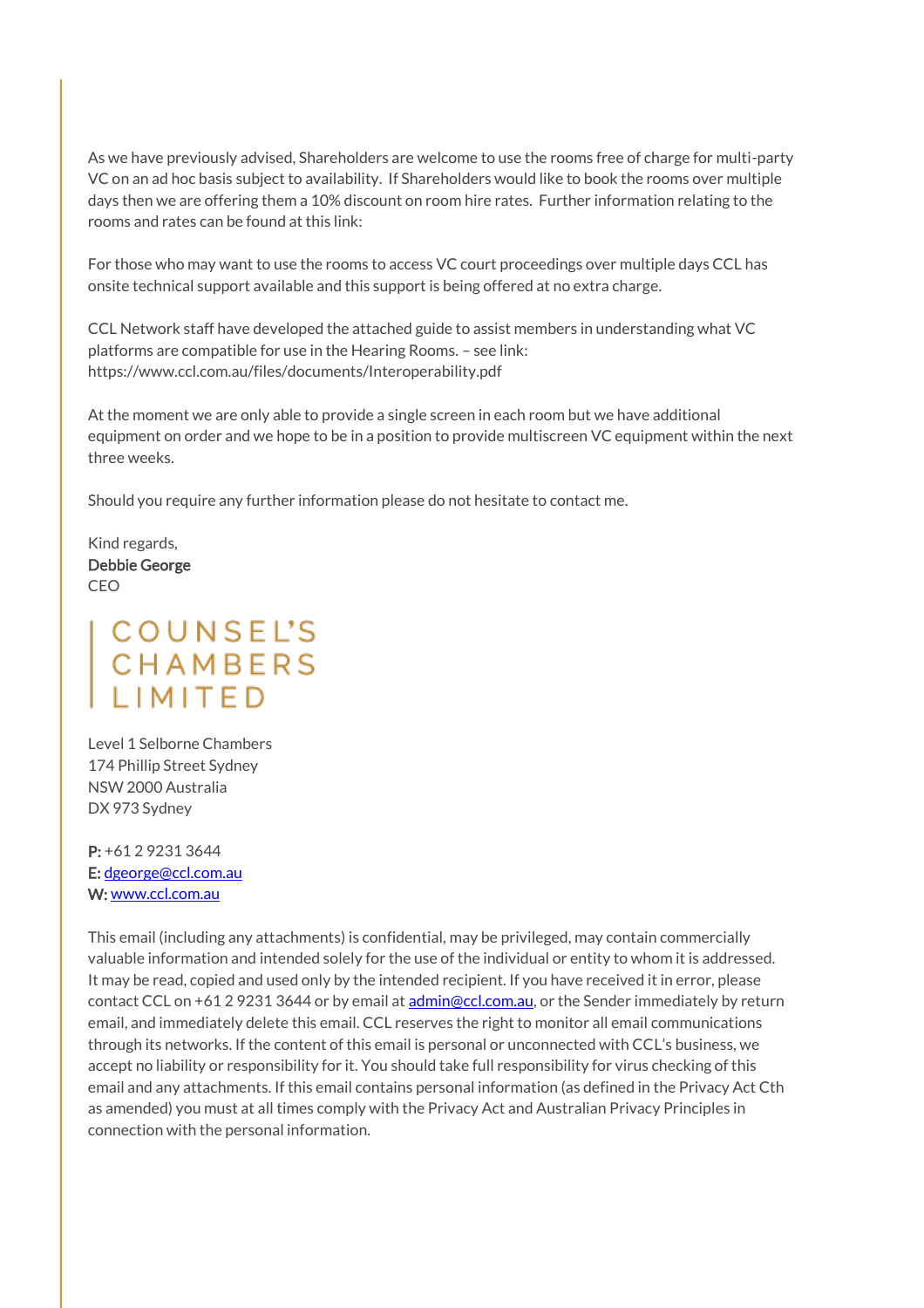As we have previously advised, Shareholders are welcome to use the rooms free of charge for multi-party VC on an ad hoc basis subject to availability. If Shareholders would like to book the rooms over multiple days then we are offering them a 10% discount on room hire rates. Further information relating to the rooms and rates can be found at this link:

For those who may want to use the rooms to access VC court proceedings over multiple days CCL has onsite technical support available and this support is being offered at no extra charge.

CCL Network staff have developed the attached guide to assist members in understanding what VC platforms are compatible for use in the Hearing Rooms. – see link: https://www.ccl.com.au/files/documents/Interoperability.pdf

At the moment we are only able to provide a single screen in each room but we have additional equipment on order and we hope to be in a position to provide multiscreen VC equipment within the next three weeks.

Should you require any further information please do not hesitate to contact me.

Kind regards,
**Debbie George**
CEO

COUNSEL'S
CHAMBERS
LIMITED

Level 1 Selborne Chambers
174 Phillip Street Sydney
NSW 2000 Australia
DX 973 Sydney

**P:** +61 2 9231 3644
**E:** dgeorge@ccl.com.au
**W:** www.ccl.com.au

This email (including any attachments) is confidential, may be privileged, may contain commercially valuable information and intended solely for the use of the individual or entity to whom it is addressed. It may be read, copied and used only by the intended recipient. If you have received it in error, please contact CCL on +61 2 9231 3644 or by email at admin@ccl.com.au, or the Sender immediately by return email, and immediately delete this email. CCL reserves the right to monitor all email communications through its networks. If the content of this email is personal or unconnected with CCL's business, we accept no liability or responsibility for it. You should take full responsibility for virus checking of this email and any attachments. If this email contains personal information (as defined in the Privacy Act Cth as amended) you must at all times comply with the Privacy Act and Australian Privacy Principles in connection with the personal information.